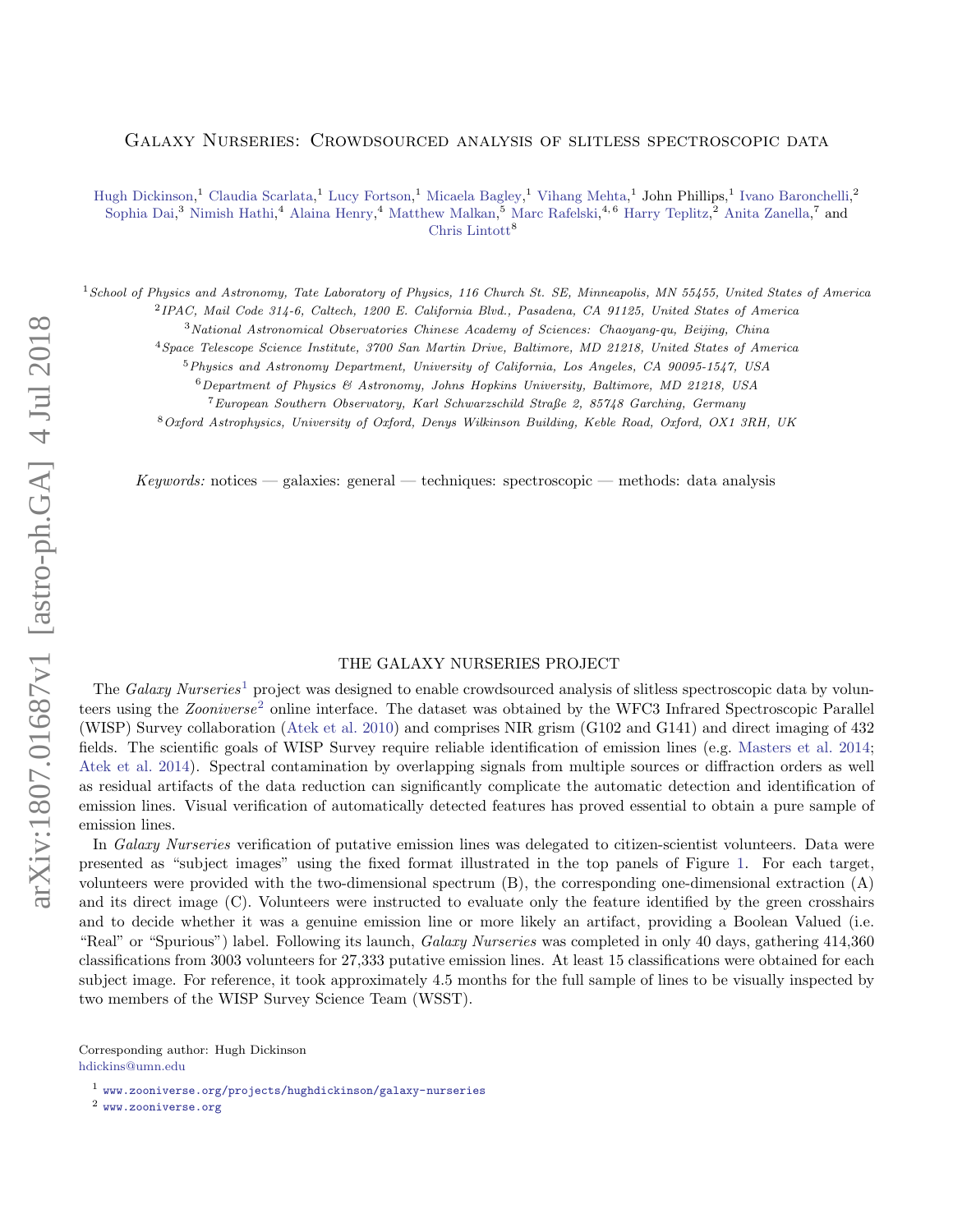# Galaxy Nurseries: Crowdsourced analysis of slitless spectroscopic data

Hugh Dickinson,[1] Claudia Scarlata,[1] Lucy Fortson,[1] Micaela Bagley,[1] Vihang Mehta,[1] John Phillips,[1] Ivano Baronchelli,[2] Sophia Dai,[3] Nimish Hathi,[4] Alaina Henry,[4] Matthew Malkan,[5] Marc Rafelski,[4,6] Harry Teplitz,[2] Anita Zanella,[7] and Chris Lintott[8]

[1]School of Physics and Astronomy, Tate Laboratory of Physics, 116 Church St. SE, Minneapolis, MN 55455, United States of America
[2]IPAC, Mail Code 314-6, Caltech, 1200 E. California Blvd., Pasadena, CA 91125, United States of America
[3]National Astronomical Observatories Chinese Academy of Sciences: Chaoyang-qu, Beijing, China
[4]Space Telescope Science Institute, 3700 San Martin Drive, Baltimore, MD 21218, United States of America
[5]Physics and Astronomy Department, University of California, Los Angeles, CA 90095-1547, USA
[6]Department of Physics & Astronomy, Johns Hopkins University, Baltimore, MD 21218, USA
[7]European Southern Observatory, Karl Schwarzschild Straße 2, 85748 Garching, Germany
[8]Oxford Astrophysics, University of Oxford, Denys Wilkinson Building, Keble Road, Oxford, OX1 3RH, UK

*Keywords:* notices — galaxies: general — techniques: spectroscopic — methods: data analysis

## THE GALAXY NURSERIES PROJECT

The *Galaxy Nurseries*[1] project was designed to enable crowdsourced analysis of slitless spectroscopic data by volunteers using the *Zooniverse*[2] online interface. The dataset was obtained by the WFC3 Infrared Spectroscopic Parallel (WISP) Survey collaboration (Atek et al. 2010) and comprises NIR grism (G102 and G141) and direct imaging of 432 fields. The scientific goals of WISP Survey require reliable identification of emission lines (e.g. Masters et al. 2014; Atek et al. 2014). Spectral contamination by overlapping signals from multiple sources or diffraction orders as well as residual artifacts of the data reduction can significantly complicate the automatic detection and identification of emission lines. Visual verification of automatically detected features has proved essential to obtain a pure sample of emission lines.

In *Galaxy Nurseries* verification of putative emission lines was delegated to citizen-scientist volunteers. Data were presented as "subject images" using the fixed format illustrated in the top panels of Figure 1. For each target, volunteers were provided with the two-dimensional spectrum (B), the corresponding one-dimensional extraction (A) and its direct image (C). Volunteers were instructed to evaluate only the feature identified by the green crosshairs and to decide whether it was a genuine emission line or more likely an artifact, providing a Boolean Valued (i.e. "Real" or "Spurious") label. Following its launch, *Galaxy Nurseries* was completed in only 40 days, gathering 414,360 classifications from 3003 volunteers for 27,333 putative emission lines. At least 15 classifications were obtained for each subject image. For reference, it took approximately 4.5 months for the full sample of lines to be visually inspected by two members of the WISP Survey Science Team (WSST).

Corresponding author: Hugh Dickinson
hdickins@umn.edu

[1] www.zooniverse.org/projects/hughdickinson/galaxy-nurseries

[2] www.zooniverse.org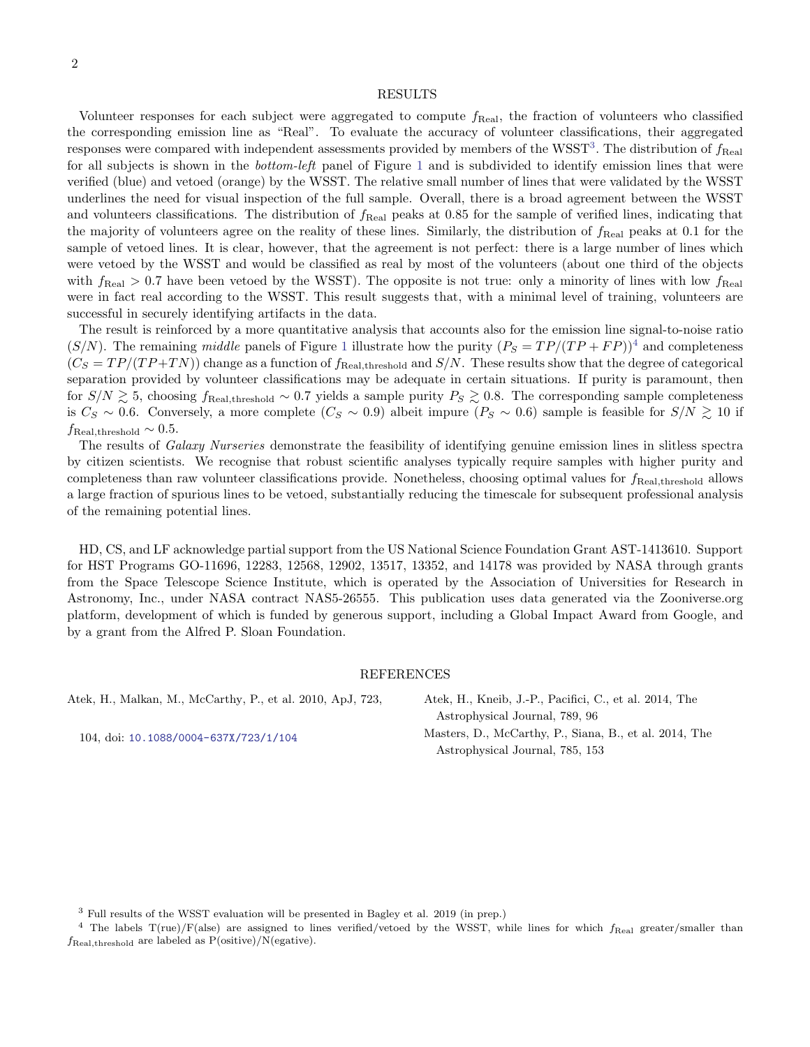## RESULTS

Volunteer responses for each subject were aggregated to compute $f_{\rm Real}$, the fraction of volunteers who classified the corresponding emission line as "Real". To evaluate the accuracy of volunteer classifications, their aggregated responses were compared with independent assessments provided by members of the WSST[3]. The distribution of $f_{\rm Real}$ for all subjects is shown in the *bottom-left* panel of Figure 1 and is subdivided to identify emission lines that were verified (blue) and vetoed (orange) by the WSST. The relative small number of lines that were validated by the WSST underlines the need for visual inspection of the full sample. Overall, there is a broad agreement between the WSST and volunteers classifications. The distribution of $f_{\rm Real}$ peaks at 0.85 for the sample of verified lines, indicating that the majority of volunteers agree on the reality of these lines. Similarly, the distribution of $f_{\rm Real}$ peaks at 0.1 for the sample of vetoed lines. It is clear, however, that the agreement is not perfect: there is a large number of lines which were vetoed by the WSST and would be classified as real by most of the volunteers (about one third of the objects with $f_{\rm Real} > 0.7$ have been vetoed by the WSST). The opposite is not true: only a minority of lines with low $f_{\rm Real}$ were in fact real according to the WSST. This result suggests that, with a minimal level of training, volunteers are successful in securely identifying artifacts in the data.

The result is reinforced by a more quantitative analysis that accounts also for the emission line signal-to-noise ratio ($S/N$). The remaining *middle* panels of Figure 1 illustrate how the purity ($P_S = TP/(TP + FP)$)[4] and completeness ($C_S = TP/(TP+TN)$) change as a function of $f_{\rm Real,threshold}$ and $S/N$. These results show that the degree of categorical separation provided by volunteer classifications may be adequate in certain situations. If purity is paramount, then for $S/N \gtrsim 5$, choosing $f_{\rm Real,threshold} \sim 0.7$ yields a sample purity $P_S \gtrsim 0.8$. The corresponding sample completeness is $C_S \sim 0.6$. Conversely, a more complete ($C_S \sim 0.9$) albeit impure ($P_S \sim 0.6$) sample is feasible for $S/N \gtrsim 10$ if $f_{\rm Real,threshold} \sim 0.5$.

The results of *Galaxy Nurseries* demonstrate the feasibility of identifying genuine emission lines in slitless spectra by citizen scientists. We recognise that robust scientific analyses typically require samples with higher purity and completeness than raw volunteer classifications provide. Nonetheless, choosing optimal values for $f_{\rm Real,threshold}$ allows a large fraction of spurious lines to be vetoed, substantially reducing the timescale for subsequent professional analysis of the remaining potential lines.

HD, CS, and LF acknowledge partial support from the US National Science Foundation Grant AST-1413610. Support for HST Programs GO-11696, 12283, 12568, 12902, 13517, 13352, and 14178 was provided by NASA through grants from the Space Telescope Science Institute, which is operated by the Association of Universities for Research in Astronomy, Inc., under NASA contract NAS5-26555. This publication uses data generated via the Zooniverse.org platform, development of which is funded by generous support, including a Global Impact Award from Google, and by a grant from the Alfred P. Sloan Foundation.

## REFERENCES

Atek, H., Malkan, M., McCarthy, P., et al. 2010, ApJ, 723, 104, doi: 10.1088/0004-637X/723/1/104

Atek, H., Kneib, J.-P., Pacifici, C., et al. 2014, The Astrophysical Journal, 789, 96

Masters, D., McCarthy, P., Siana, B., et al. 2014, The Astrophysical Journal, 785, 153

[3] Full results of the WSST evaluation will be presented in Bagley et al. 2019 (in prep.)

[4] The labels T(rue)/F(alse) are assigned to lines verified/vetoed by the WSST, while lines for which $f_{\rm Real}$ greater/smaller than $f_{\rm Real,threshold}$ are labeled as P(ositive)/N(egative).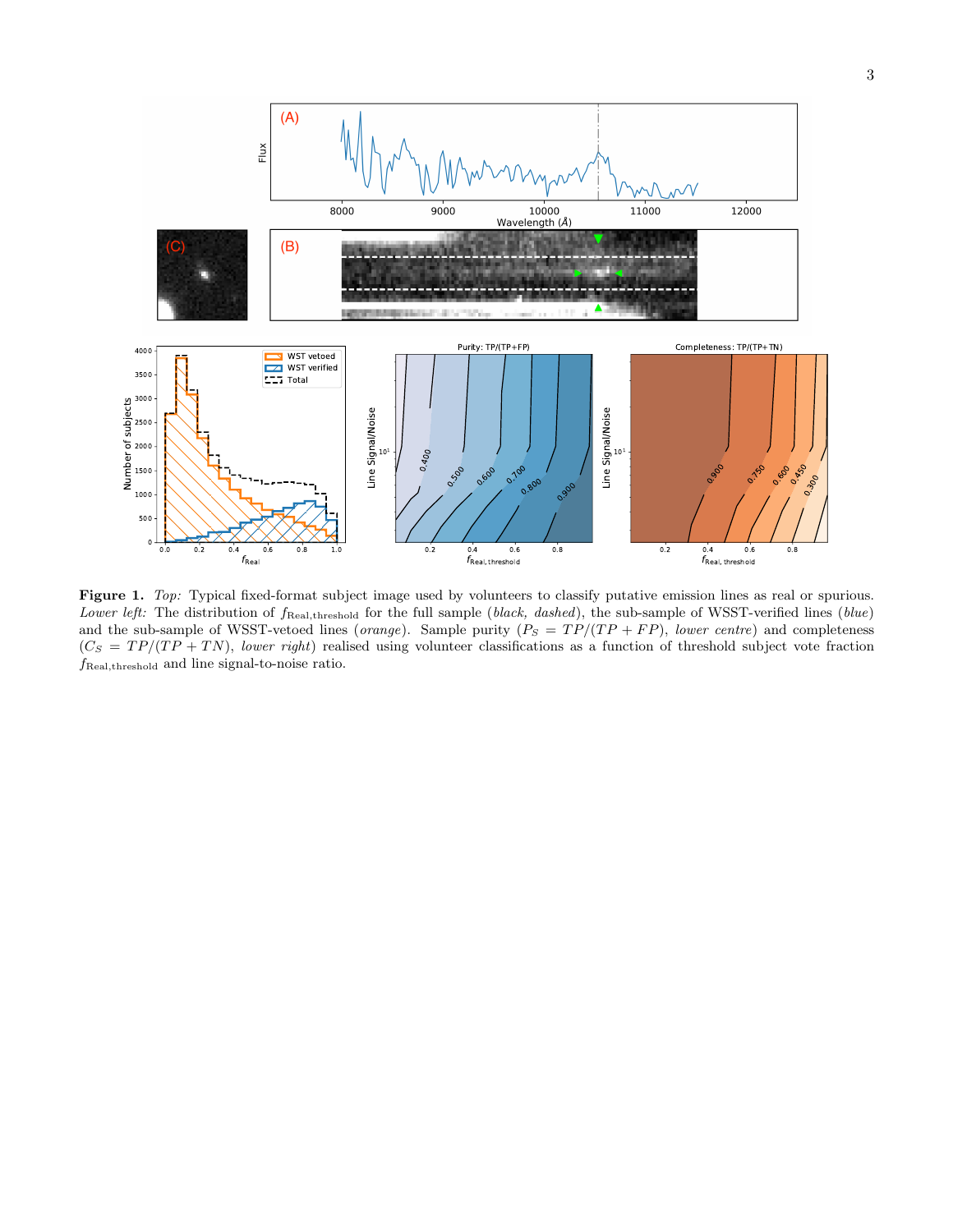(A)

Flux

8000
9000
10000
11000
12000

Wavelength (Å)

(C)

(B)

WST vetoed
WST verified
Total

Number of subjects

4000
3500
3000
2500
2000
1500
1000
500
0

0.0
0.2
0.4
0.6
0.8
1.0

$f_{\mathrm{Real}}$

Purity: TP/(TP+FP)

Line Signal/Noise

$10^1$

0.400
0.500
0.600
0.700
0.800
0.900

0.2
0.4
0.6
0.8

$f_{\mathrm{Real,\,threshold}}$

Completeness: TP/(TP+TN)

Line Signal/Noise

$10^1$

0.900
0.750
0.600
0.450
0.300

0.2
0.4
0.6
0.8

$f_{\mathrm{Real,\,threshold}}$

**Figure 1.** *Top:* Typical fixed-format subject image used by volunteers to classify putative emission lines as real or spurious. *Lower left:* The distribution of $f_{\mathrm{Real,threshold}}$ for the full sample (*black, dashed*), the sub-sample of WSST-verified lines (*blue*) and the sub-sample of WSST-vetoed lines (*orange*). Sample purity ($P_S = TP/(TP + FP)$, *lower centre*) and completeness ($C_S = TP/(TP + TN)$, *lower right*) realised using volunteer classifications as a function of threshold subject vote fraction $f_{\mathrm{Real,threshold}}$ and line signal-to-noise ratio.